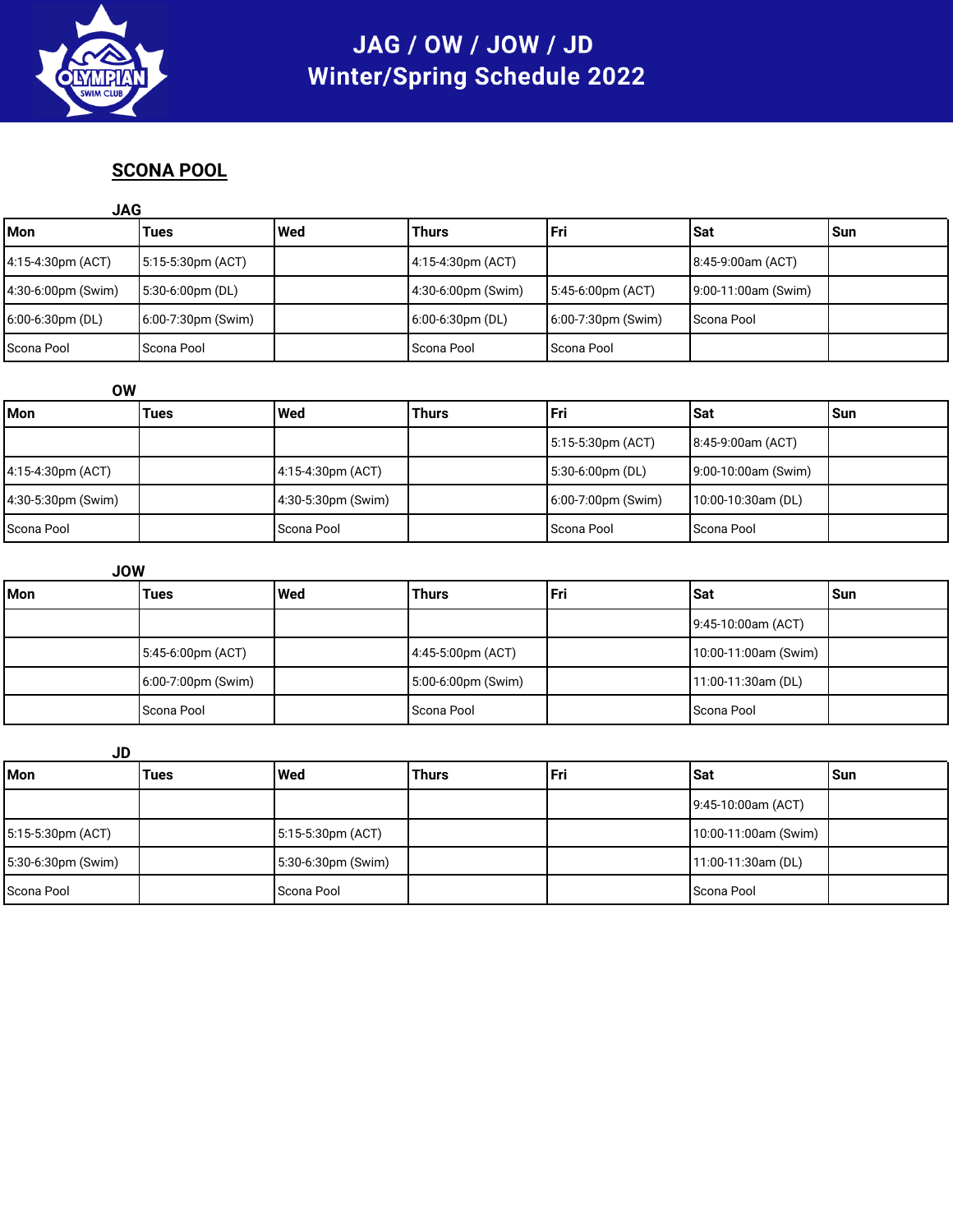# JAG / OW / JOW / JD
# Winter/Spring Schedule 2022

## SCONA POOL

### JAG

| Mon | Tues | Wed | Thurs | Fri | Sat | Sun |
|---|---|---|---|---|---|---|
| 4:15-4:30pm (ACT) | 5:15-5:30pm (ACT) | | 4:15-4:30pm (ACT) | | 8:45-9:00am (ACT) | |
| 4:30-6:00pm (Swim) | 5:30-6:00pm (DL) | | 4:30-6:00pm (Swim) | 5:45-6:00pm (ACT) | 9:00-11:00am (Swim) | |
| 6:00-6:30pm (DL) | 6:00-7:30pm (Swim) | | 6:00-6:30pm (DL) | 6:00-7:30pm (Swim) | Scona Pool | |
| Scona Pool | Scona Pool | | Scona Pool | Scona Pool | | |

### OW

| Mon | Tues | Wed | Thurs | Fri | Sat | Sun |
|---|---|---|---|---|---|---|
| | | | | 5:15-5:30pm (ACT) | 8:45-9:00am (ACT) | |
| 4:15-4:30pm (ACT) | | 4:15-4:30pm (ACT) | | 5:30-6:00pm (DL) | 9:00-10:00am (Swim) | |
| 4:30-5:30pm (Swim) | | 4:30-5:30pm (Swim) | | 6:00-7:00pm (Swim) | 10:00-10:30am (DL) | |
| Scona Pool | | Scona Pool | | Scona Pool | Scona Pool | |

### JOW

| Mon | Tues | Wed | Thurs | Fri | Sat | Sun |
|---|---|---|---|---|---|---|
| | | | | | 9:45-10:00am (ACT) | |
| | 5:45-6:00pm (ACT) | | 4:45-5:00pm (ACT) | | 10:00-11:00am (Swim) | |
| | 6:00-7:00pm (Swim) | | 5:00-6:00pm (Swim) | | 11:00-11:30am (DL) | |
| | Scona Pool | | Scona Pool | | Scona Pool | |

### JD

| Mon | Tues | Wed | Thurs | Fri | Sat | Sun |
|---|---|---|---|---|---|---|
| | | | | | 9:45-10:00am (ACT) | |
| 5:15-5:30pm (ACT) | | 5:15-5:30pm (ACT) | | | 10:00-11:00am (Swim) | |
| 5:30-6:30pm (Swim) | | 5:30-6:30pm (Swim) | | | 11:00-11:30am (DL) | |
| Scona Pool | | Scona Pool | | | Scona Pool | |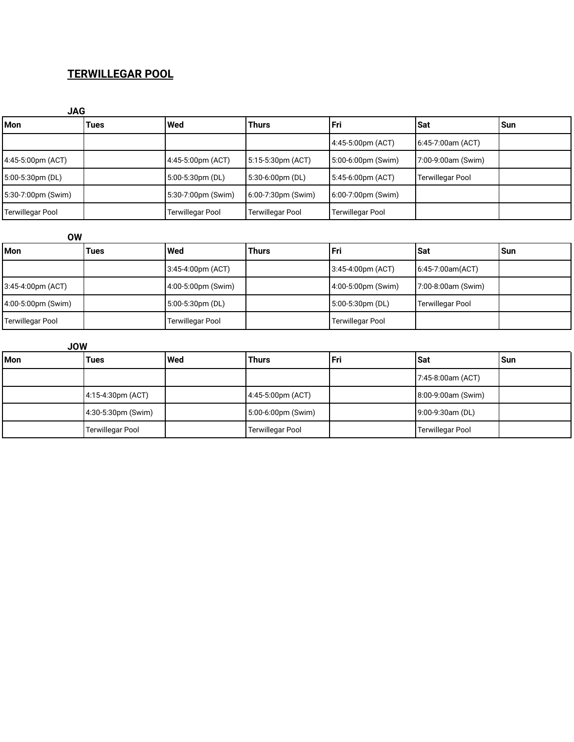## TERWILLEGAR POOL

### JAG

| Mon | Tues | Wed | Thurs | Fri | Sat | Sun |
|---|---|---|---|---|---|---|
| | | | | 4:45-5:00pm (ACT) | 6:45-7:00am (ACT) | |
| 4:45-5:00pm (ACT) | | 4:45-5:00pm (ACT) | 5:15-5:30pm (ACT) | 5:00-6:00pm (Swim) | 7:00-9:00am (Swim) | |
| 5:00-5:30pm (DL) | | 5:00-5:30pm (DL) | 5:30-6:00pm (DL) | 5:45-6:00pm (ACT) | Terwillegar Pool | |
| 5:30-7:00pm (Swim) | | 5:30-7:00pm (Swim) | 6:00-7:30pm (Swim) | 6:00-7:00pm (Swim) | | |
| Terwillegar Pool | | Terwillegar Pool | Terwillegar Pool | Terwillegar Pool | | |

### OW

| Mon | Tues | Wed | Thurs | Fri | Sat | Sun |
|---|---|---|---|---|---|---|
| | | 3:45-4:00pm (ACT) | | 3:45-4:00pm (ACT) | 6:45-7:00am(ACT) | |
| 3:45-4:00pm (ACT) | | 4:00-5:00pm (Swim) | | 4:00-5:00pm (Swim) | 7:00-8:00am (Swim) | |
| 4:00-5:00pm (Swim) | | 5:00-5:30pm (DL) | | 5:00-5:30pm (DL) | Terwillegar Pool | |
| Terwillegar Pool | | Terwillegar Pool | | Terwillegar Pool | | |

### JOW

| Mon | Tues | Wed | Thurs | Fri | Sat | Sun |
|---|---|---|---|---|---|---|
| | | | | | 7:45-8:00am (ACT) | |
| | 4:15-4:30pm (ACT) | | 4:45-5:00pm (ACT) | | 8:00-9:00am (Swim) | |
| | 4:30-5:30pm (Swim) | | 5:00-6:00pm (Swim) | | 9:00-9:30am (DL) | |
| | Terwillegar Pool | | Terwillegar Pool | | Terwillegar Pool | |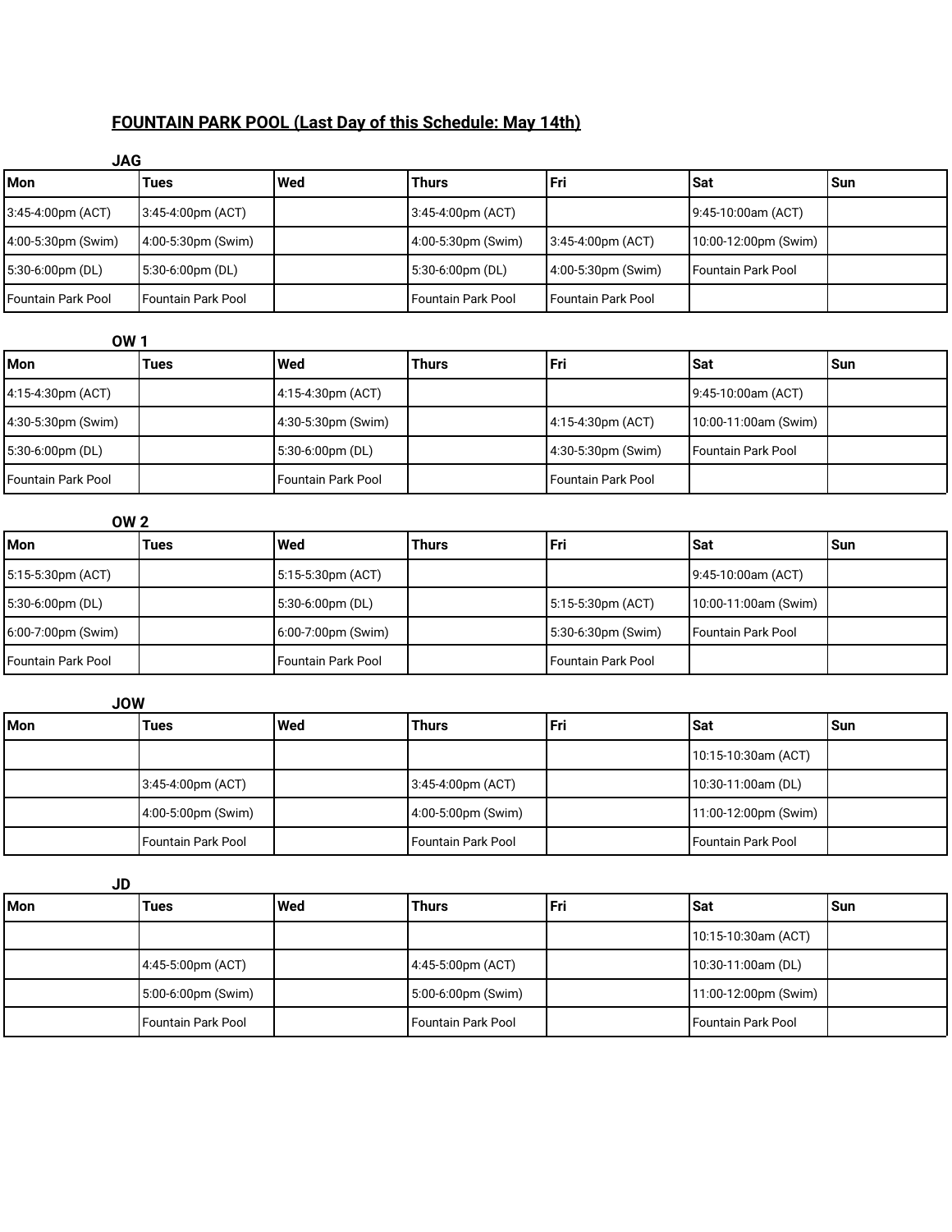## FOUNTAIN PARK POOL (Last Day of this Schedule: May 14th)

### JAG

| Mon | Tues | Wed | Thurs | Fri | Sat | Sun |
|---|---|---|---|---|---|---|
| 3:45-4:00pm (ACT) | 3:45-4:00pm (ACT) | | 3:45-4:00pm (ACT) | | 9:45-10:00am (ACT) | |
| 4:00-5:30pm (Swim) | 4:00-5:30pm (Swim) | | 4:00-5:30pm (Swim) | 3:45-4:00pm (ACT) | 10:00-12:00pm (Swim) | |
| 5:30-6:00pm (DL) | 5:30-6:00pm (DL) | | 5:30-6:00pm (DL) | 4:00-5:30pm (Swim) | Fountain Park Pool | |
| Fountain Park Pool | Fountain Park Pool | | Fountain Park Pool | Fountain Park Pool | | |

### OW 1

| Mon | Tues | Wed | Thurs | Fri | Sat | Sun |
|---|---|---|---|---|---|---|
| 4:15-4:30pm (ACT) | | 4:15-4:30pm (ACT) | | | 9:45-10:00am (ACT) | |
| 4:30-5:30pm (Swim) | | 4:30-5:30pm (Swim) | | 4:15-4:30pm (ACT) | 10:00-11:00am (Swim) | |
| 5:30-6:00pm (DL) | | 5:30-6:00pm (DL) | | 4:30-5:30pm (Swim) | Fountain Park Pool | |
| Fountain Park Pool | | Fountain Park Pool | | Fountain Park Pool | | |

### OW 2

| Mon | Tues | Wed | Thurs | Fri | Sat | Sun |
|---|---|---|---|---|---|---|
| 5:15-5:30pm (ACT) | | 5:15-5:30pm (ACT) | | | 9:45-10:00am (ACT) | |
| 5:30-6:00pm (DL) | | 5:30-6:00pm (DL) | | 5:15-5:30pm (ACT) | 10:00-11:00am (Swim) | |
| 6:00-7:00pm (Swim) | | 6:00-7:00pm (Swim) | | 5:30-6:30pm (Swim) | Fountain Park Pool | |
| Fountain Park Pool | | Fountain Park Pool | | Fountain Park Pool | | |

### JOW

| Mon | Tues | Wed | Thurs | Fri | Sat | Sun |
|---|---|---|---|---|---|---|
| | | | | | 10:15-10:30am (ACT) | |
| | 3:45-4:00pm (ACT) | | 3:45-4:00pm (ACT) | | 10:30-11:00am (DL) | |
| | 4:00-5:00pm (Swim) | | 4:00-5:00pm (Swim) | | 11:00-12:00pm (Swim) | |
| | Fountain Park Pool | | Fountain Park Pool | | Fountain Park Pool | |

### JD

| Mon | Tues | Wed | Thurs | Fri | Sat | Sun |
|---|---|---|---|---|---|---|
| | | | | | 10:15-10:30am (ACT) | |
| | 4:45-5:00pm (ACT) | | 4:45-5:00pm (ACT) | | 10:30-11:00am (DL) | |
| | 5:00-6:00pm (Swim) | | 5:00-6:00pm (Swim) | | 11:00-12:00pm (Swim) | |
| | Fountain Park Pool | | Fountain Park Pool | | Fountain Park Pool | |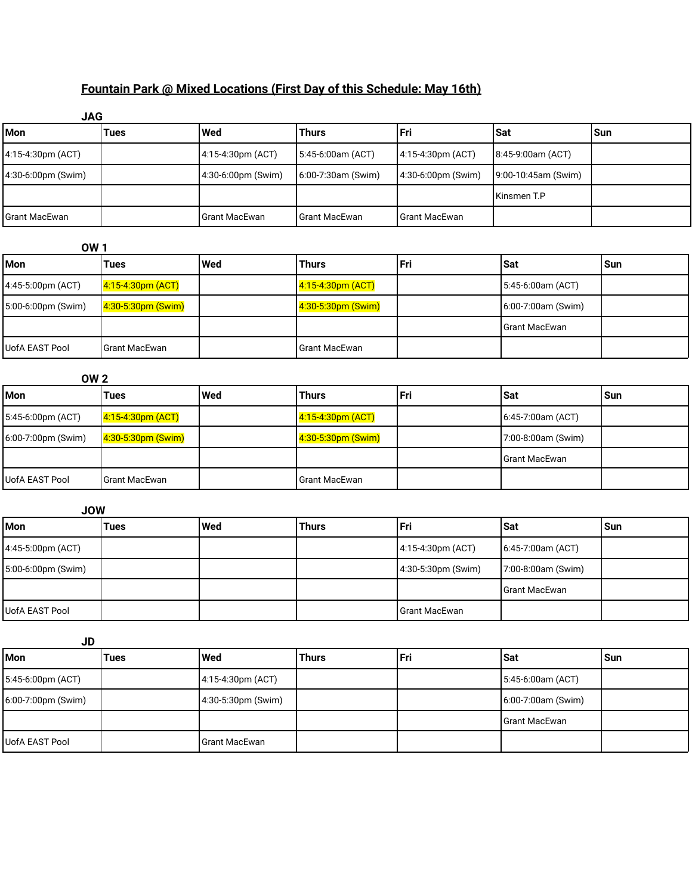## Fountain Park @ Mixed Locations (First Day of this Schedule: May 16th)

### JAG

| Mon | Tues | Wed | Thurs | Fri | Sat | Sun |
|---|---|---|---|---|---|---|
| 4:15-4:30pm (ACT) | | 4:15-4:30pm (ACT) | 5:45-6:00am (ACT) | 4:15-4:30pm (ACT) | 8:45-9:00am (ACT) | |
| 4:30-6:00pm (Swim) | | 4:30-6:00pm (Swim) | 6:00-7:30am (Swim) | 4:30-6:00pm (Swim) | 9:00-10:45am (Swim) | |
| | | | | | Kinsmen T.P | |
| Grant MacEwan | | Grant MacEwan | Grant MacEwan | Grant MacEwan | | |

### OW 1

| Mon | Tues | Wed | Thurs | Fri | Sat | Sun |
|---|---|---|---|---|---|---|
| 4:45-5:00pm (ACT) | 4:15-4:30pm (ACT) | | 4:15-4:30pm (ACT) | | 5:45-6:00am (ACT) | |
| 5:00-6:00pm (Swim) | 4:30-5:30pm (Swim) | | 4:30-5:30pm (Swim) | | 6:00-7:00am (Swim) | |
| | | | | | Grant MacEwan | |
| UofA EAST Pool | Grant MacEwan | | Grant MacEwan | | | |

### OW 2

| Mon | Tues | Wed | Thurs | Fri | Sat | Sun |
|---|---|---|---|---|---|---|
| 5:45-6:00pm (ACT) | 4:15-4:30pm (ACT) | | 4:15-4:30pm (ACT) | | 6:45-7:00am (ACT) | |
| 6:00-7:00pm (Swim) | 4:30-5:30pm (Swim) | | 4:30-5:30pm (Swim) | | 7:00-8:00am (Swim) | |
| | | | | | Grant MacEwan | |
| UofA EAST Pool | Grant MacEwan | | Grant MacEwan | | | |

### JOW

| Mon | Tues | Wed | Thurs | Fri | Sat | Sun |
|---|---|---|---|---|---|---|
| 4:45-5:00pm (ACT) | | | | 4:15-4:30pm (ACT) | 6:45-7:00am (ACT) | |
| 5:00-6:00pm (Swim) | | | | 4:30-5:30pm (Swim) | 7:00-8:00am (Swim) | |
| | | | | | Grant MacEwan | |
| UofA EAST Pool | | | | Grant MacEwan | | |

### JD

| Mon | Tues | Wed | Thurs | Fri | Sat | Sun |
|---|---|---|---|---|---|---|
| 5:45-6:00pm (ACT) | | 4:15-4:30pm (ACT) | | | 5:45-6:00am (ACT) | |
| 6:00-7:00pm (Swim) | | 4:30-5:30pm (Swim) | | | 6:00-7:00am (Swim) | |
| | | | | | Grant MacEwan | |
| UofA EAST Pool | | Grant MacEwan | | | | |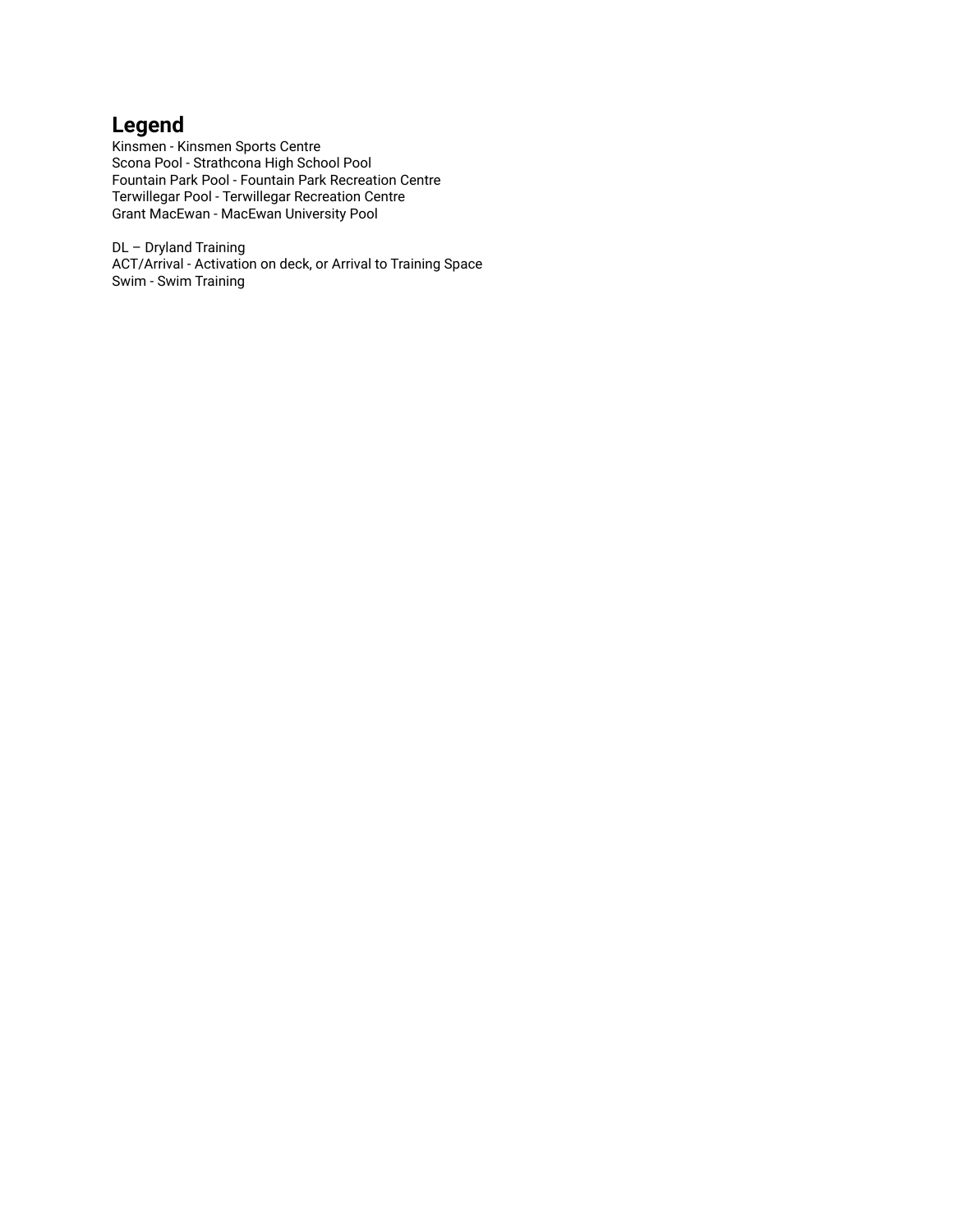## Legend

Kinsmen - Kinsmen Sports Centre
Scona Pool - Strathcona High School Pool
Fountain Park Pool - Fountain Park Recreation Centre
Terwillegar Pool - Terwillegar Recreation Centre
Grant MacEwan - MacEwan University Pool

DL – Dryland Training
ACT/Arrival - Activation on deck, or Arrival to Training Space
Swim - Swim Training